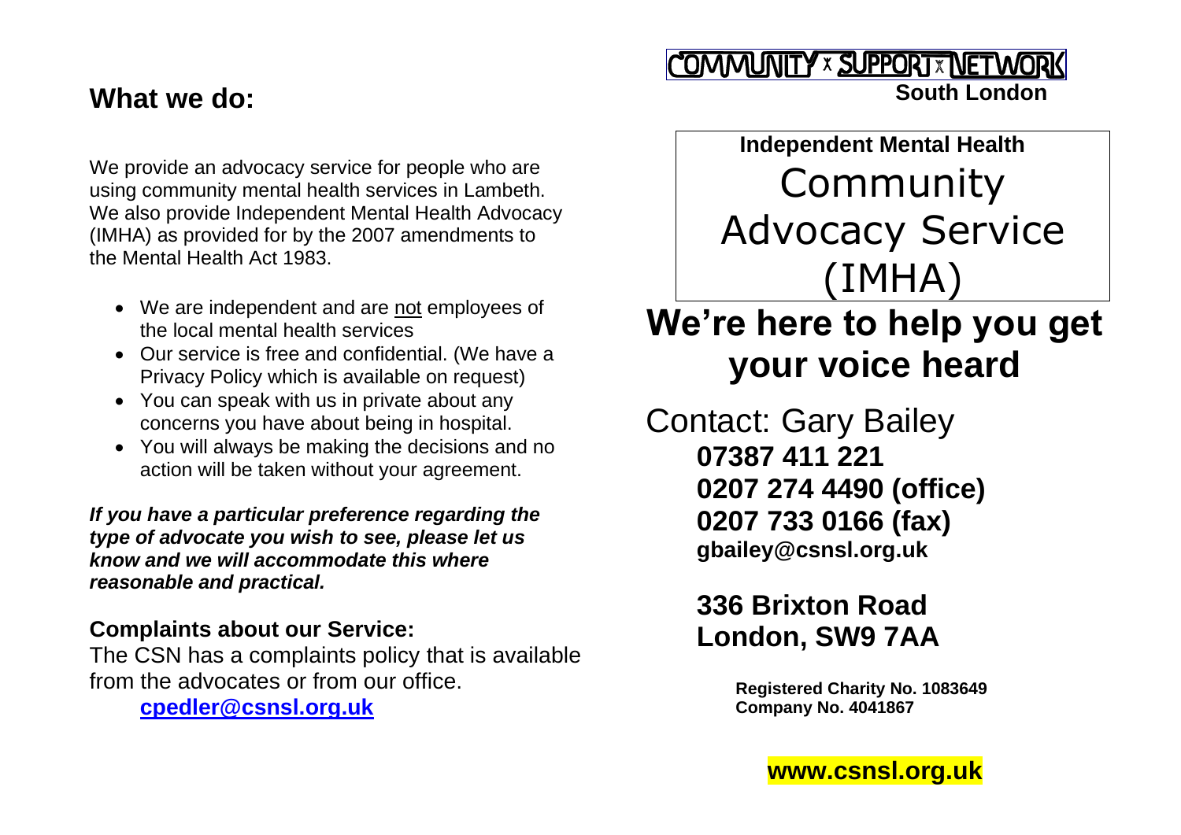## What we do:

We provide an advocacy service for people who are using community mental health services in Lambeth. We also provide Independent Mental Health Advocacy (IMHA) as provided for by the 2007 amendments to the Mental Health Act 1983.

- We are independent and are not employees of the local mental health services
- Our service is free and confidential. (We have a Privacy Policy which is available on request)
- You can speak with us in private about any concerns you have about being in hospital.
- You will always be making the decisions and no action will be taken without your agreement.

***If you have a particular preference regarding the type of advocate you wish to see, please let us know and we will accommodate this where reasonable and practical.***

### Complaints about our Service:

The CSN has a complaints policy that is available from the advocates or from our office.

**cpedler@csnsl.org.uk**

COMMUNITY x SUPPORT x NETWORK

**South London**

**Independent Mental Health**

# Community Advocacy Service (IMHA)

# We're here to help you get your voice heard

Contact: Gary Bailey

**07387 411 221**
**0207 274 4490 (office)**
**0207 733 0166 (fax)**
**gbailey@csnsl.org.uk**

**336 Brixton Road**
**London, SW9 7AA**

**Registered Charity No. 1083649**
**Company No. 4041867**

**www.csnsl.org.uk**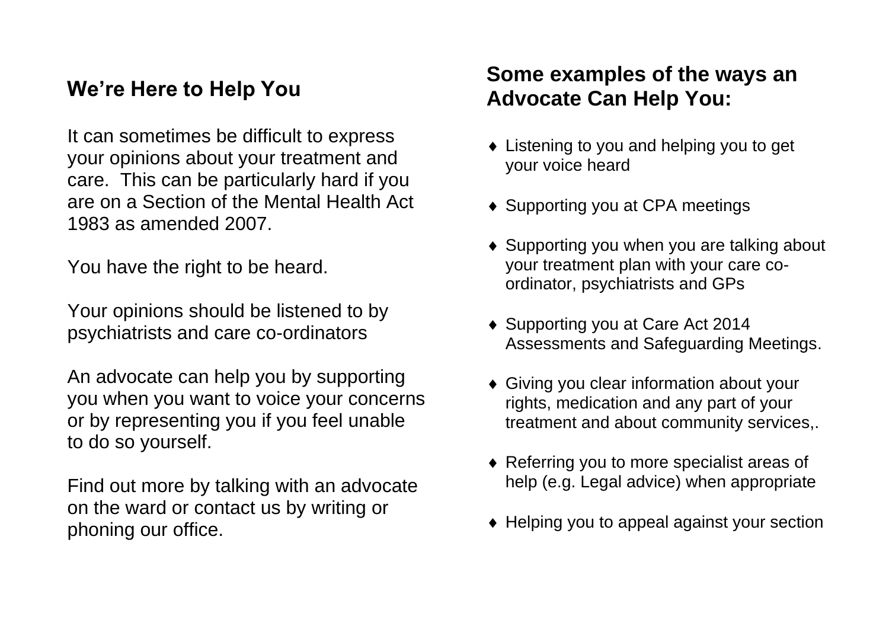## We're Here to Help You

It can sometimes be difficult to express your opinions about your treatment and care.  This can be particularly hard if you are on a Section of the Mental Health Act 1983 as amended 2007.

You have the right to be heard.

Your opinions should be listened to by psychiatrists and care co-ordinators

An advocate can help you by supporting you when you want to voice your concerns or by representing you if you feel unable to do so yourself.

Find out more by talking with an advocate on the ward or contact us by writing or phoning our office.

## Some examples of the ways an Advocate Can Help You:

- Listening to you and helping you to get your voice heard
- Supporting you at CPA meetings
- Supporting you when you are talking about your treatment plan with your care co-ordinator, psychiatrists and GPs
- Supporting you at Care Act 2014 Assessments and Safeguarding Meetings.
- Giving you clear information about your rights, medication and any part of your treatment and about community services,.
- Referring you to more specialist areas of help (e.g. Legal advice) when appropriate
- Helping you to appeal against your section